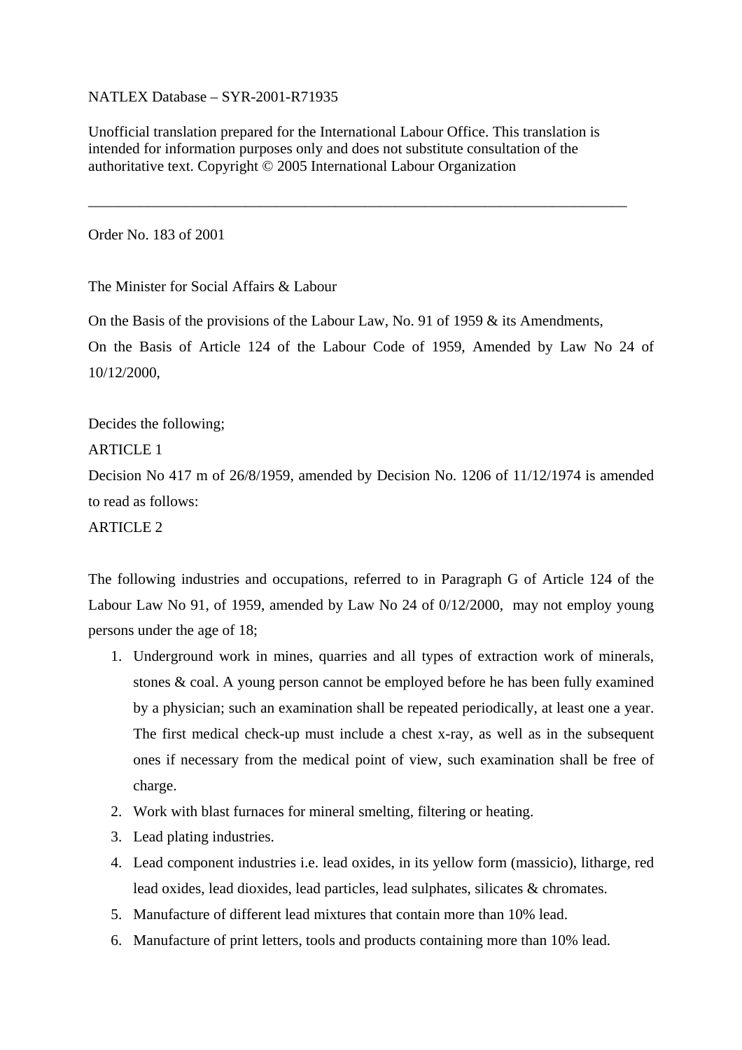NATLEX Database – SYR-2001-R71935

Unofficial translation prepared for the International Labour Office. This translation is intended for information purposes only and does not substitute consultation of the authoritative text. Copyright © 2005 International Labour Organization

---

Order No. 183 of 2001

The Minister for Social Affairs & Labour

On the Basis of the provisions of the Labour Law, No. 91 of 1959 & its Amendments,

On the Basis of Article 124 of the Labour Code of 1959, Amended by Law No 24 of 10/12/2000,

Decides the following;

ARTICLE 1

Decision No 417 m of 26/8/1959, amended by Decision No. 1206 of 11/12/1974 is amended to read as follows:

ARTICLE 2

The following industries and occupations, referred to in Paragraph G of Article 124 of the Labour Law No 91, of 1959, amended by Law No 24 of 0/12/2000, may not employ young persons under the age of 18;

1. Underground work in mines, quarries and all types of extraction work of minerals, stones & coal. A young person cannot be employed before he has been fully examined by a physician; such an examination shall be repeated periodically, at least one a year. The first medical check-up must include a chest x-ray, as well as in the subsequent ones if necessary from the medical point of view, such examination shall be free of charge.
2. Work with blast furnaces for mineral smelting, filtering or heating.
3. Lead plating industries.
4. Lead component industries i.e. lead oxides, in its yellow form (massicio), litharge, red lead oxides, lead dioxides, lead particles, lead sulphates, silicates & chromates.
5. Manufacture of different lead mixtures that contain more than 10% lead.
6. Manufacture of print letters, tools and products containing more than 10% lead.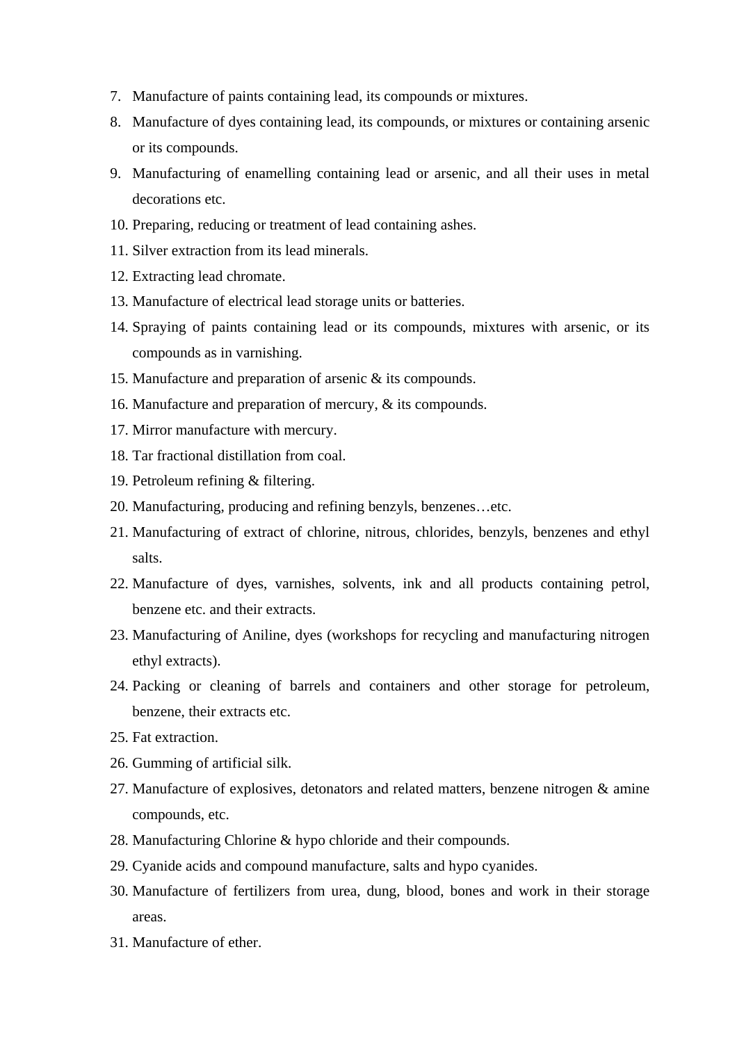7. Manufacture of paints containing lead, its compounds or mixtures.
8. Manufacture of dyes containing lead, its compounds, or mixtures or containing arsenic or its compounds.
9. Manufacturing of enamelling containing lead or arsenic, and all their uses in metal decorations etc.
10. Preparing, reducing or treatment of lead containing ashes.
11. Silver extraction from its lead minerals.
12. Extracting lead chromate.
13. Manufacture of electrical lead storage units or batteries.
14. Spraying of paints containing lead or its compounds, mixtures with arsenic, or its compounds as in varnishing.
15. Manufacture and preparation of arsenic & its compounds.
16. Manufacture and preparation of mercury, & its compounds.
17. Mirror manufacture with mercury.
18. Tar fractional distillation from coal.
19. Petroleum refining & filtering.
20. Manufacturing, producing and refining benzyls, benzenes…etc.
21. Manufacturing of extract of chlorine, nitrous, chlorides, benzyls, benzenes and ethyl salts.
22. Manufacture of dyes, varnishes, solvents, ink and all products containing petrol, benzene etc. and their extracts.
23. Manufacturing of Aniline, dyes (workshops for recycling and manufacturing nitrogen ethyl extracts).
24. Packing or cleaning of barrels and containers and other storage for petroleum, benzene, their extracts etc.
25. Fat extraction.
26. Gumming of artificial silk.
27. Manufacture of explosives, detonators and related matters, benzene nitrogen & amine compounds, etc.
28. Manufacturing Chlorine & hypo chloride and their compounds.
29. Cyanide acids and compound manufacture, salts and hypo cyanides.
30. Manufacture of fertilizers from urea, dung, blood, bones and work in their storage areas.
31. Manufacture of ether.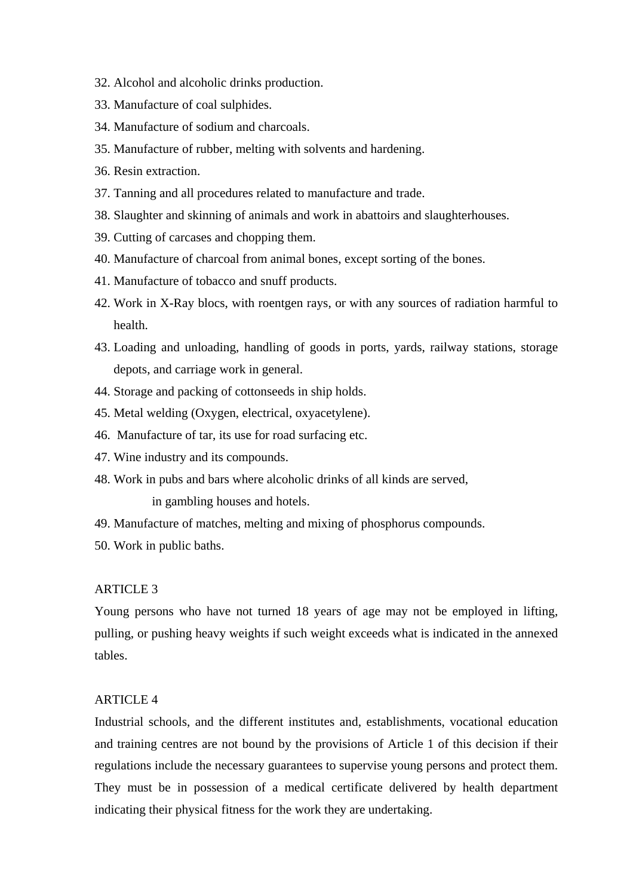32. Alcohol and alcoholic drinks production.
33. Manufacture of coal sulphides.
34. Manufacture of sodium and charcoals.
35. Manufacture of rubber, melting with solvents and hardening.
36. Resin extraction.
37. Tanning and all procedures related to manufacture and trade.
38. Slaughter and skinning of animals and work in abattoirs and slaughterhouses.
39. Cutting of carcases and chopping them.
40. Manufacture of charcoal from animal bones, except sorting of the bones.
41. Manufacture of tobacco and snuff products.
42. Work in X-Ray blocs, with roentgen rays, or with any sources of radiation harmful to health.
43. Loading and unloading, handling of goods in ports, yards, railway stations, storage depots, and carriage work in general.
44. Storage and packing of cottonseeds in ship holds.
45. Metal welding (Oxygen, electrical, oxyacetylene).
46. Manufacture of tar, its use for road surfacing etc.
47. Wine industry and its compounds.
48. Work in pubs and bars where alcoholic drinks of all kinds are served, in gambling houses and hotels.
49. Manufacture of matches, melting and mixing of phosphorus compounds.
50. Work in public baths.

ARTICLE 3

Young persons who have not turned 18 years of age may not be employed in lifting, pulling, or pushing heavy weights if such weight exceeds what is indicated in the annexed tables.

ARTICLE 4

Industrial schools, and the different institutes and, establishments, vocational education and training centres are not bound by the provisions of Article 1 of this decision if their regulations include the necessary guarantees to supervise young persons and protect them. They must be in possession of a medical certificate delivered by health department indicating their physical fitness for the work they are undertaking.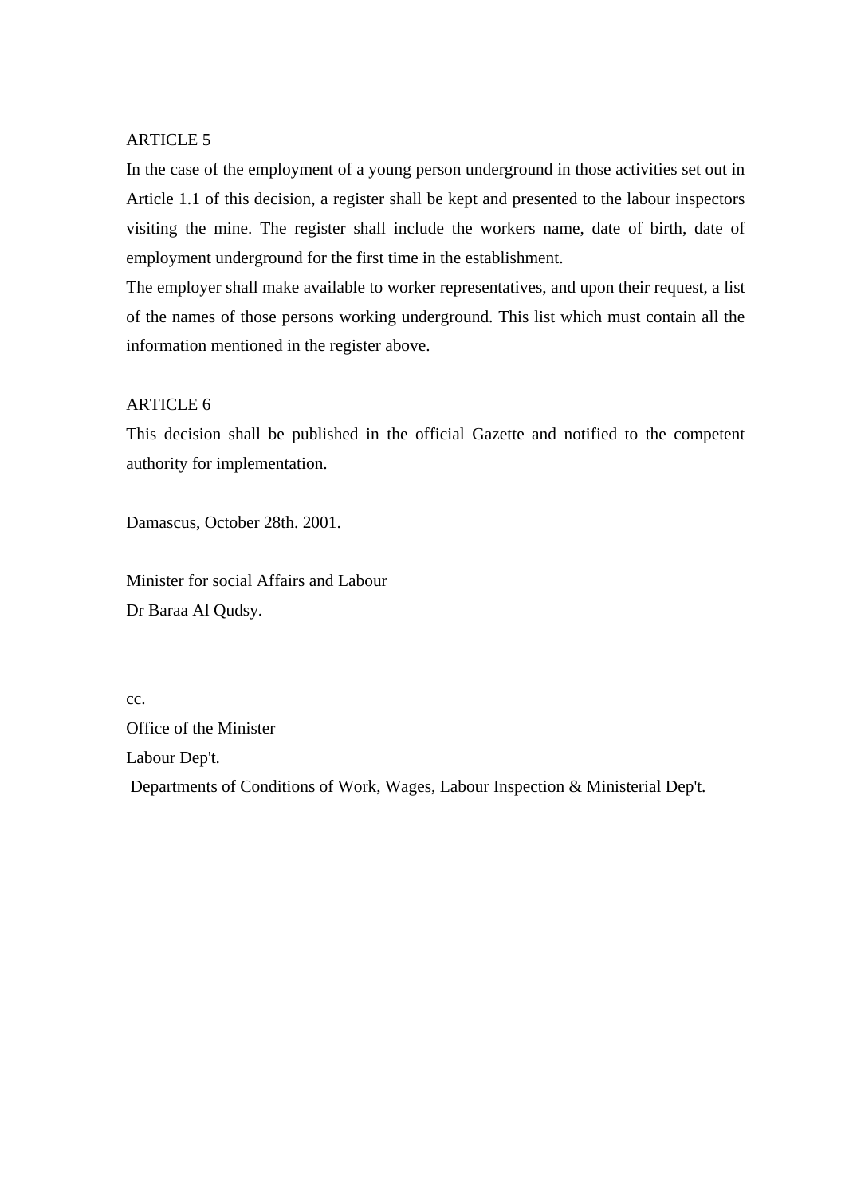## ARTICLE 5

In the case of the employment of a young person underground in those activities set out in Article 1.1 of this decision, a register shall be kept and presented to the labour inspectors visiting the mine. The register shall include the workers name, date of birth, date of employment underground for the first time in the establishment.

The employer shall make available to worker representatives, and upon their request, a list of the names of those persons working underground. This list which must contain all the information mentioned in the register above.

## ARTICLE 6

This decision shall be published in the official Gazette and notified to the competent authority for implementation.

Damascus, October 28th. 2001.

Minister for social Affairs and Labour
Dr Baraa Al Qudsy.

cc.
Office of the Minister
Labour Dep't.
Departments of Conditions of Work, Wages, Labour Inspection & Ministerial Dep't.